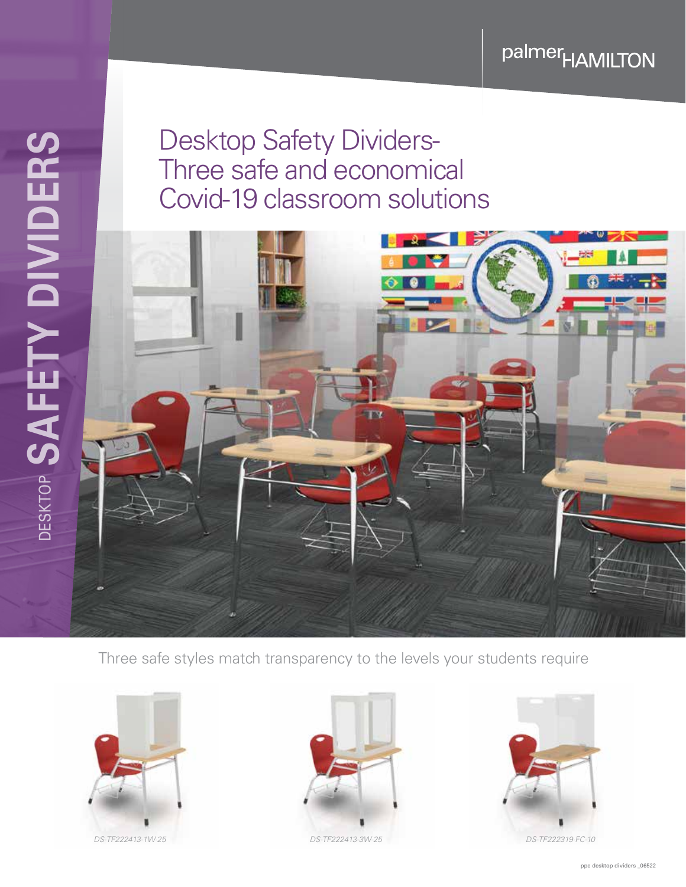palmerHAMILTON

DESKTOP **SAFETY DIVIDERS**

# Desktop Safety Dividers- Three safe and economical Covid-19 classroom solutions

Three safe styles match transparency to the levels your students require

*DS-TF222413-1W-25*

*DS-TF222413-3W-25*

*DS-TF222319-FC-10*

ppe desktop dividers _06522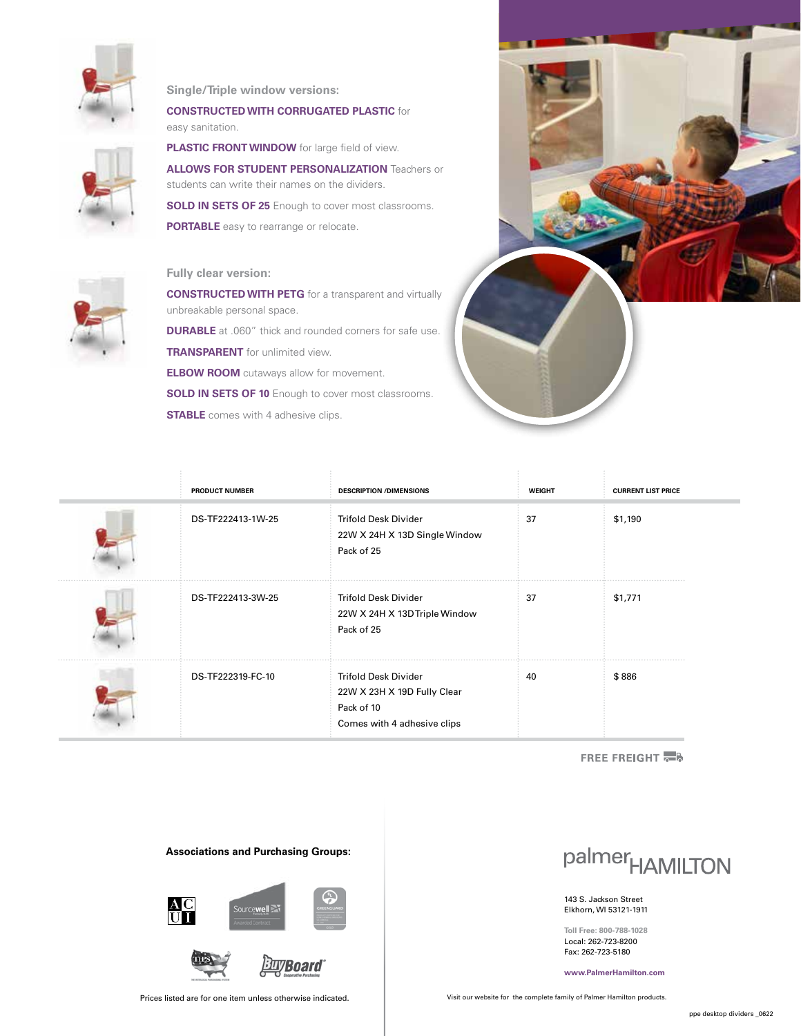### Single/Triple window versions:

**CONSTRUCTED WITH CORRUGATED PLASTIC** for easy sanitation.

**PLASTIC FRONT WINDOW** for large field of view.

**ALLOWS FOR STUDENT PERSONALIZATION** Teachers or students can write their names on the dividers.

**SOLD IN SETS OF 25** Enough to cover most classrooms.

**PORTABLE** easy to rearrange or relocate.

### Fully clear version:

**CONSTRUCTED WITH PETG** for a transparent and virtually unbreakable personal space.

**DURABLE** at .060" thick and rounded corners for safe use.

**TRANSPARENT** for unlimited view.

**ELBOW ROOM** cutaways allow for movement.

**SOLD IN SETS OF 10** Enough to cover most classrooms.

**STABLE** comes with 4 adhesive clips.

| PRODUCT NUMBER | DESCRIPTION /DIMENSIONS | WEIGHT | CURRENT LIST PRICE |
|---|---|---|---|
| DS-TF222413-1W-25 | Trifold Desk Divider<br>22W X 24H X 13D Single Window<br>Pack of 25 | 37 | $1,190 |
| DS-TF222413-3W-25 | Trifold Desk Divider<br>22W X 24H X 13D Triple Window<br>Pack of 25 | 37 | $1,771 |
| DS-TF222319-FC-10 | Trifold Desk Divider<br>22W X 23H X 19D Fully Clear<br>Pack of 10<br>Comes with 4 adhesive clips | 40 | $ 886 |

FREE FREIGHT

**Associations and Purchasing Groups:**

Prices listed are for one item unless otherwise indicated.

palmer HAMILTON

143 S. Jackson Street
Elkhorn, WI 53121-1911

Toll Free: 800-788-1028
Local: 262-723-8200
Fax: 262-723-5180

www.PalmerHamilton.com

Visit our website for the complete family of Palmer Hamilton products.

ppe desktop dividers _0622